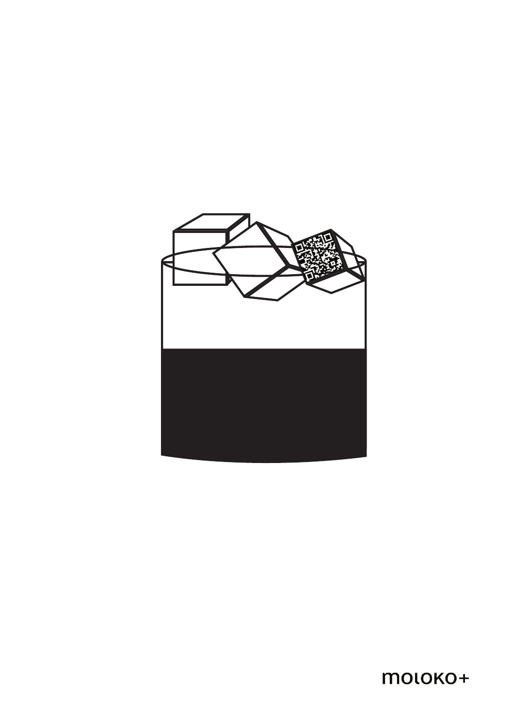moloko+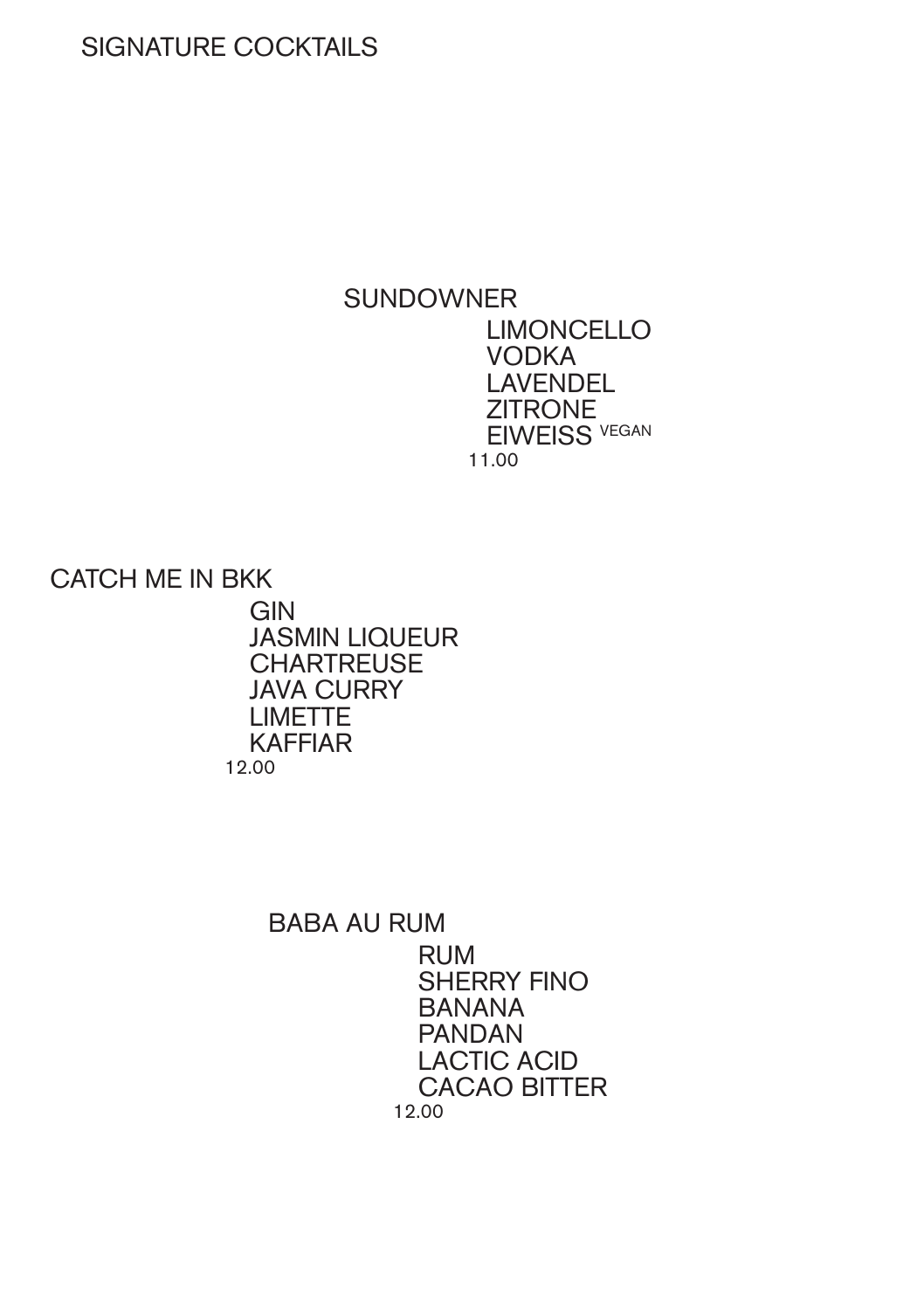# SIGNATURE COCKTAILS

## SUNDOWNER

LIMONCELLO
VODKA
LAVENDEL
ZITRONE
EIWEISS VEGAN

11.00

## CATCH ME IN BKK

GIN
JASMIN LIQUEUR
CHARTREUSE
JAVA CURRY
LIMETTE
KAFFIAR

12.00

## BABA AU RUM

RUM
SHERRY FINO
BANANA
PANDAN
LACTIC ACID
CACAO BITTER

12.00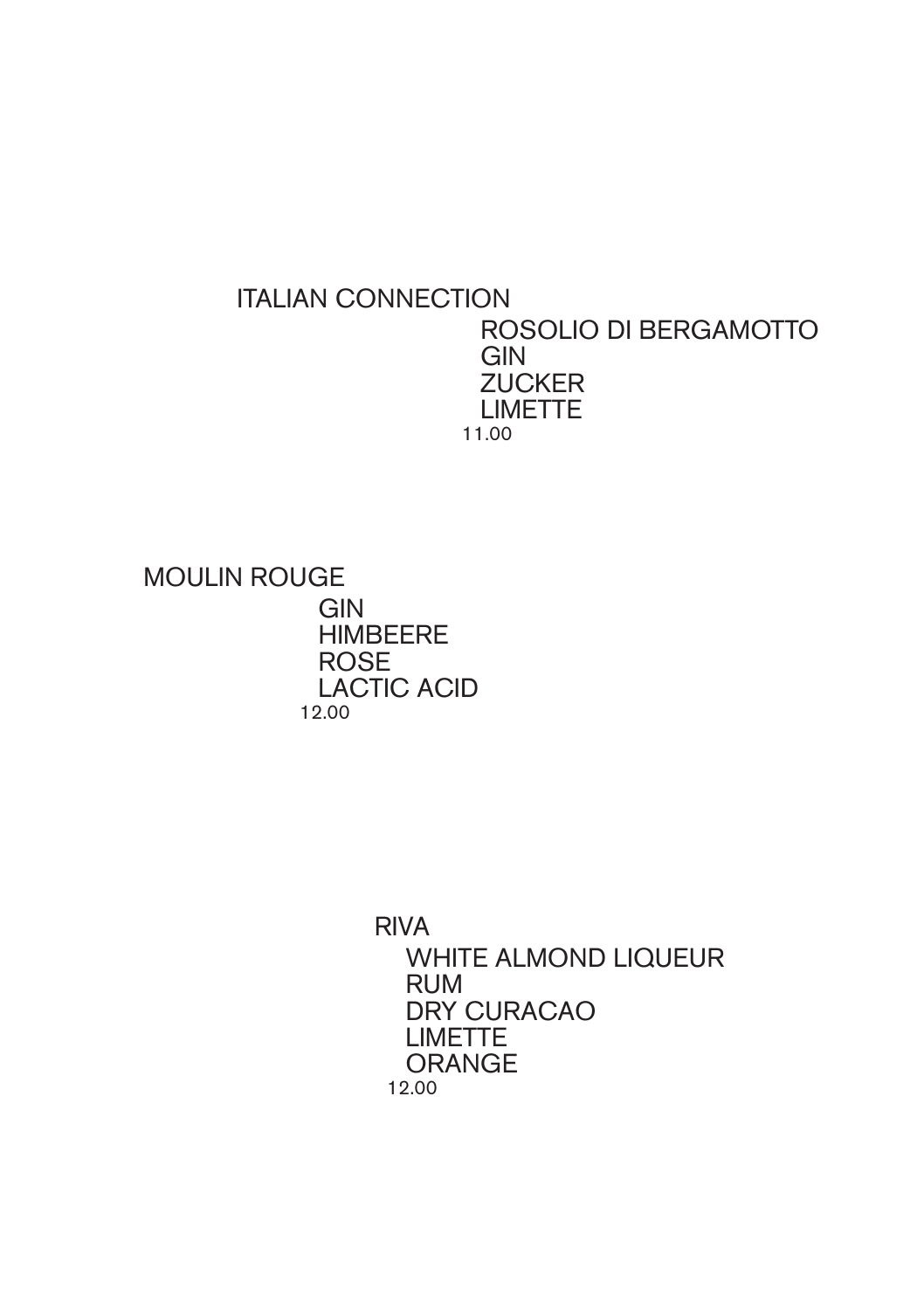## ITALIAN CONNECTION

ROSOLIO DI BERGAMOTTO
GIN
ZUCKER
LIMETTE

11.00

## MOULIN ROUGE

GIN
HIMBEERE
ROSE
LACTIC ACID

12.00

## RIVA

WHITE ALMOND LIQUEUR
RUM
DRY CURACAO
LIMETTE
ORANGE

12.00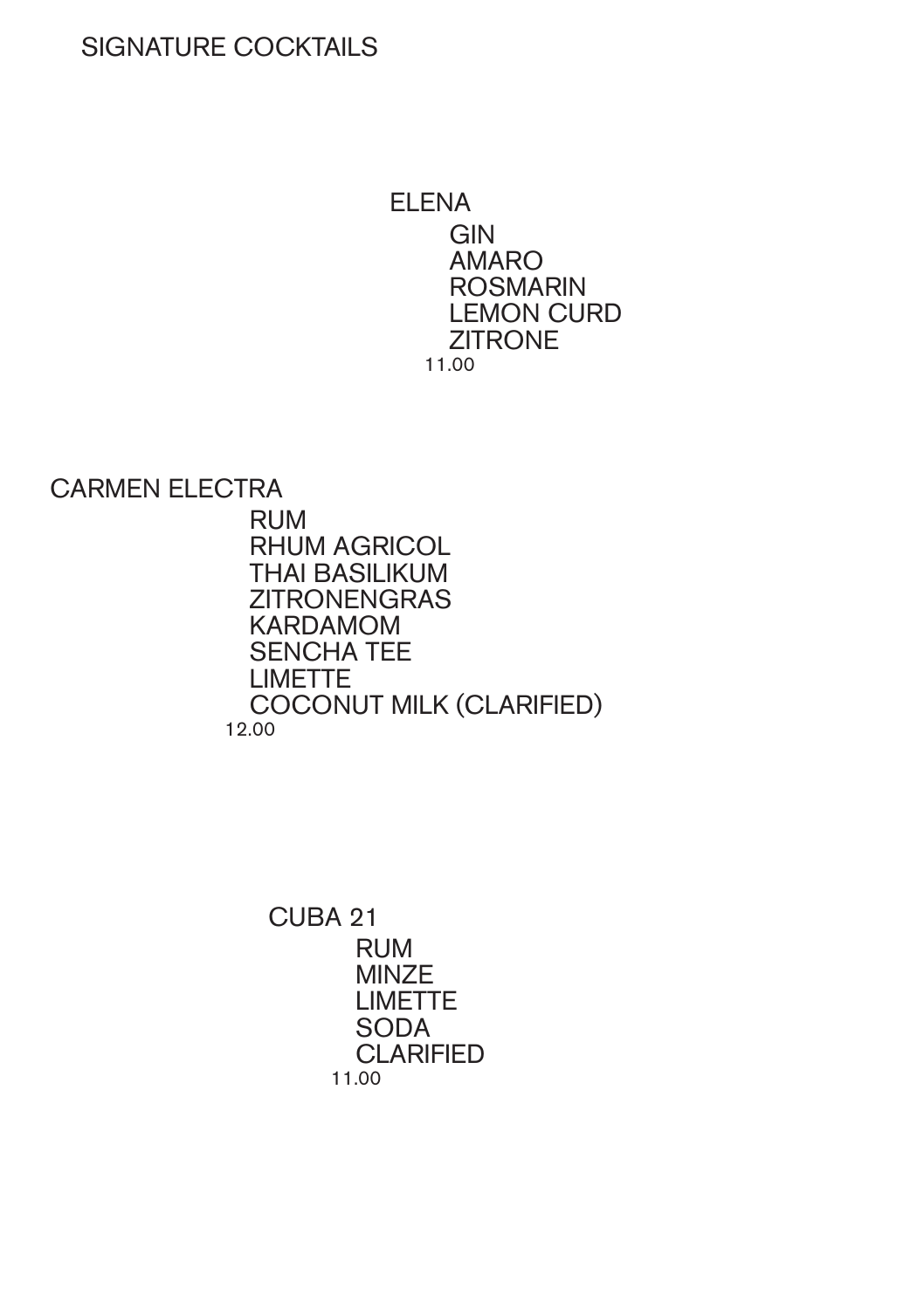# SIGNATURE COCKTAILS

## ELENA

GIN
AMARO
ROSMARIN
LEMON CURD
ZITRONE

11.00

## CARMEN ELECTRA

RUM
RHUM AGRICOL
THAI BASILIKUM
ZITRONENGRAS
KARDAMOM
SENCHA TEE
LIMETTE
COCONUT MILK (CLARIFIED)

12.00

## CUBA 21

RUM
MINZE
LIMETTE
SODA
CLARIFIED

11.00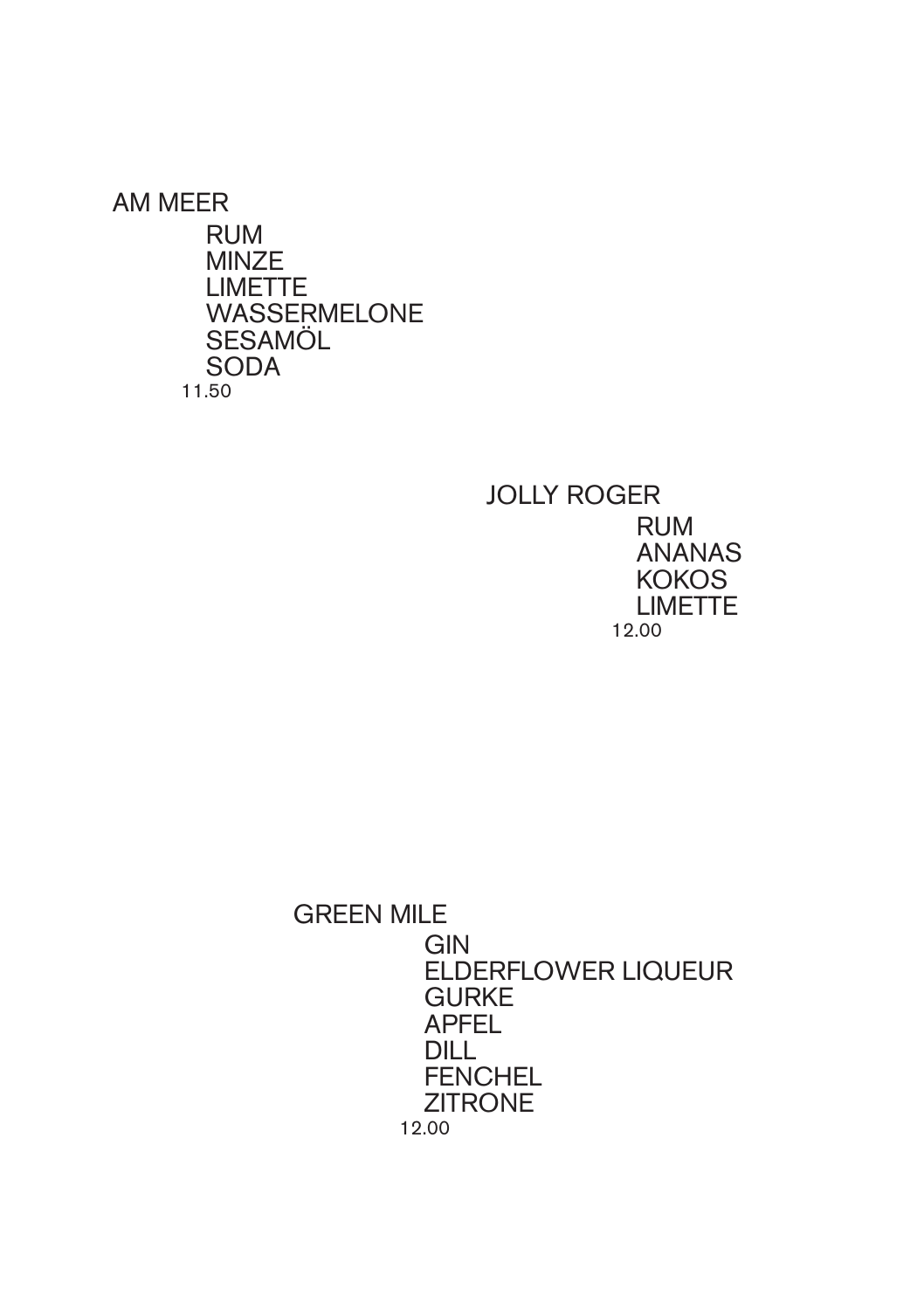## AM MEER

RUM
MINZE
LIMETTE
WASSERMELONE
SESAMÖL
SODA

11.50

## JOLLY ROGER

RUM
ANANAS
KOKOS
LIMETTE

12.00

## GREEN MILE

GIN
ELDERFLOWER LIQUEUR
GURKE
APFEL
DILL
FENCHEL
ZITRONE

12.00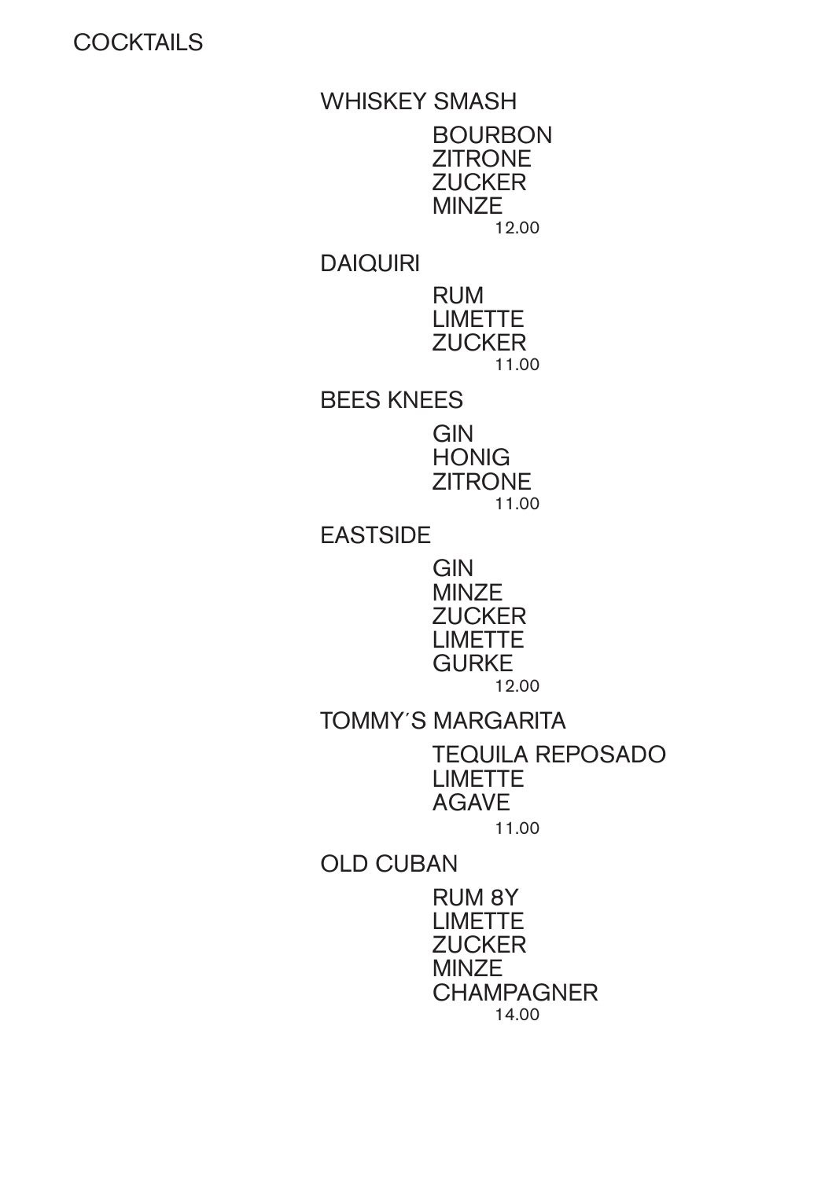# COCKTAILS

## WHISKEY SMASH

BOURBON
ZITRONE
ZUCKER
MINZE

12.00

## DAIQUIRI

RUM
LIMETTE
ZUCKER

11.00

## BEES KNEES

GIN
HONIG
ZITRONE

11.00

## EASTSIDE

GIN
MINZE
ZUCKER
LIMETTE
GURKE

12.00

## TOMMY´S MARGARITA

TEQUILA REPOSADO
LIMETTE
AGAVE

11.00

## OLD CUBAN

RUM 8Y
LIMETTE
ZUCKER
MINZE
CHAMPAGNER

14.00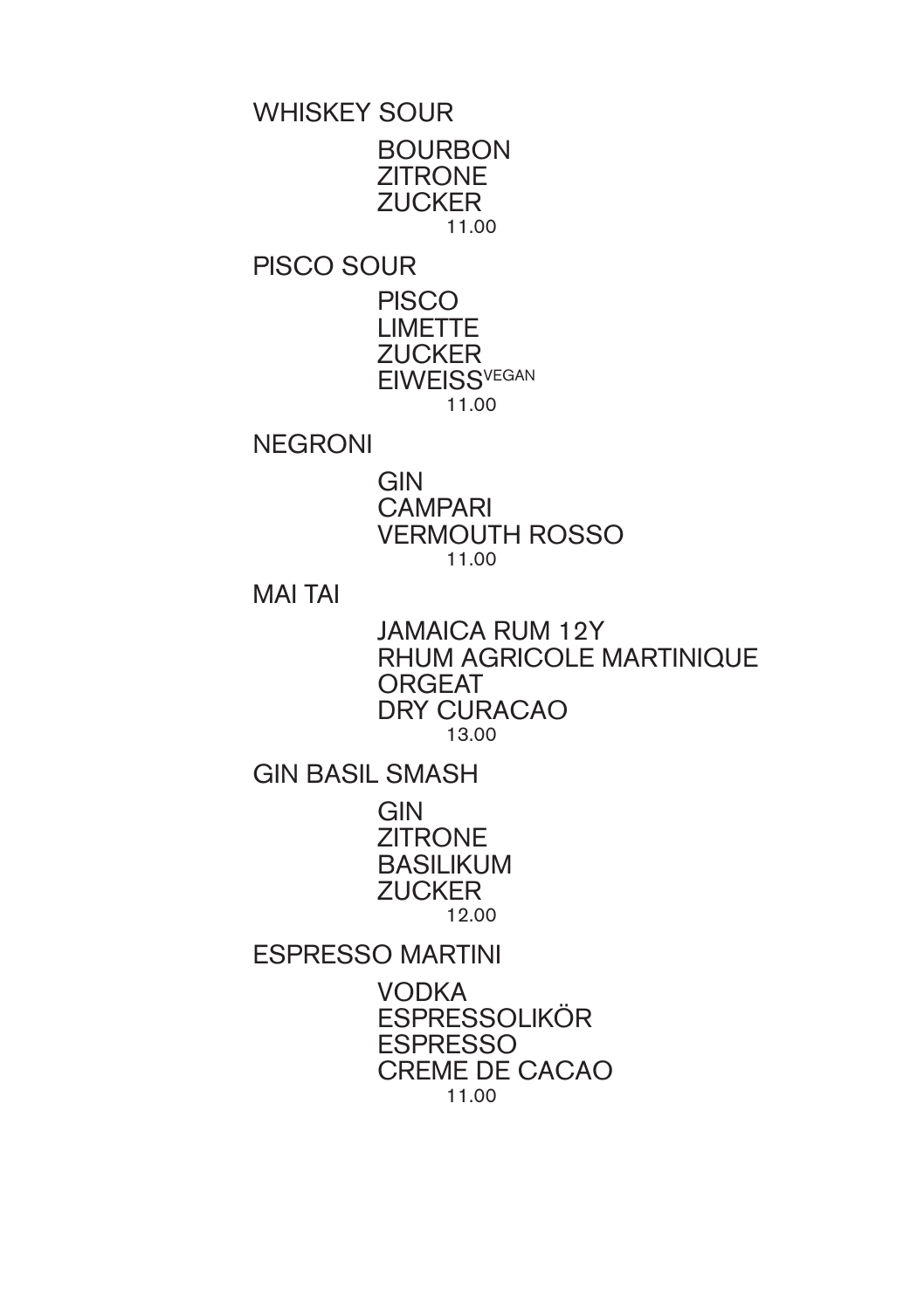## WHISKEY SOUR

BOURBON
ZITRONE
ZUCKER
11.00

## PISCO SOUR

PISCO
LIMETTE
ZUCKER
EIWEISS VEGAN
11.00

## NEGRONI

GIN
CAMPARI
VERMOUTH ROSSO
11.00

## MAI TAI

JAMAICA RUM 12Y
RHUM AGRICOLE MARTINIQUE
ORGEAT
DRY CURACAO
13.00

## GIN BASIL SMASH

GIN
ZITRONE
BASILIKUM
ZUCKER
12.00

## ESPRESSO MARTINI

VODKA
ESPRESSOLIKÖR
ESPRESSO
CREME DE CACAO
11.00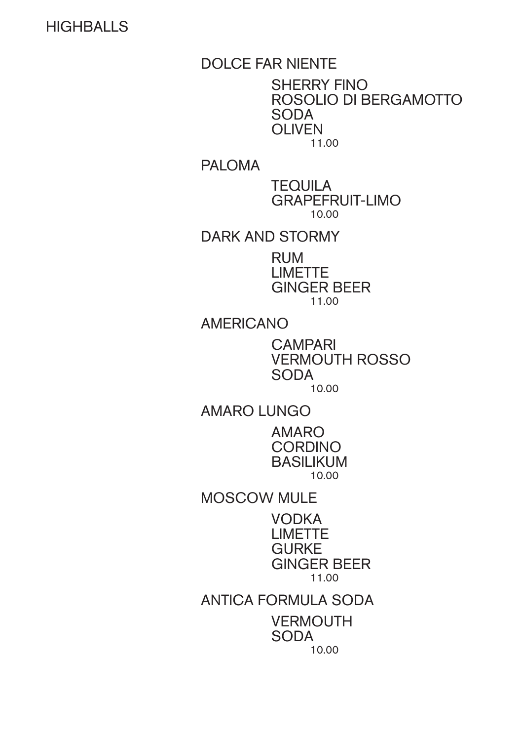# HIGHBALLS

## DOLCE FAR NIENTE

SHERRY FINO
ROSOLIO DI BERGAMOTTO
SODA
OLIVEN

11.00

## PALOMA

TEQUILA
GRAPEFRUIT-LIMO

10.00

## DARK AND STORMY

RUM
LIMETTE
GINGER BEER

11.00

## AMERICANO

CAMPARI
VERMOUTH ROSSO
SODA

10.00

## AMARO LUNGO

AMARO
CORDINO
BASILIKUM

10.00

## MOSCOW MULE

VODKA
LIMETTE
GURKE
GINGER BEER

11.00

## ANTICA FORMULA SODA

VERMOUTH
SODA

10.00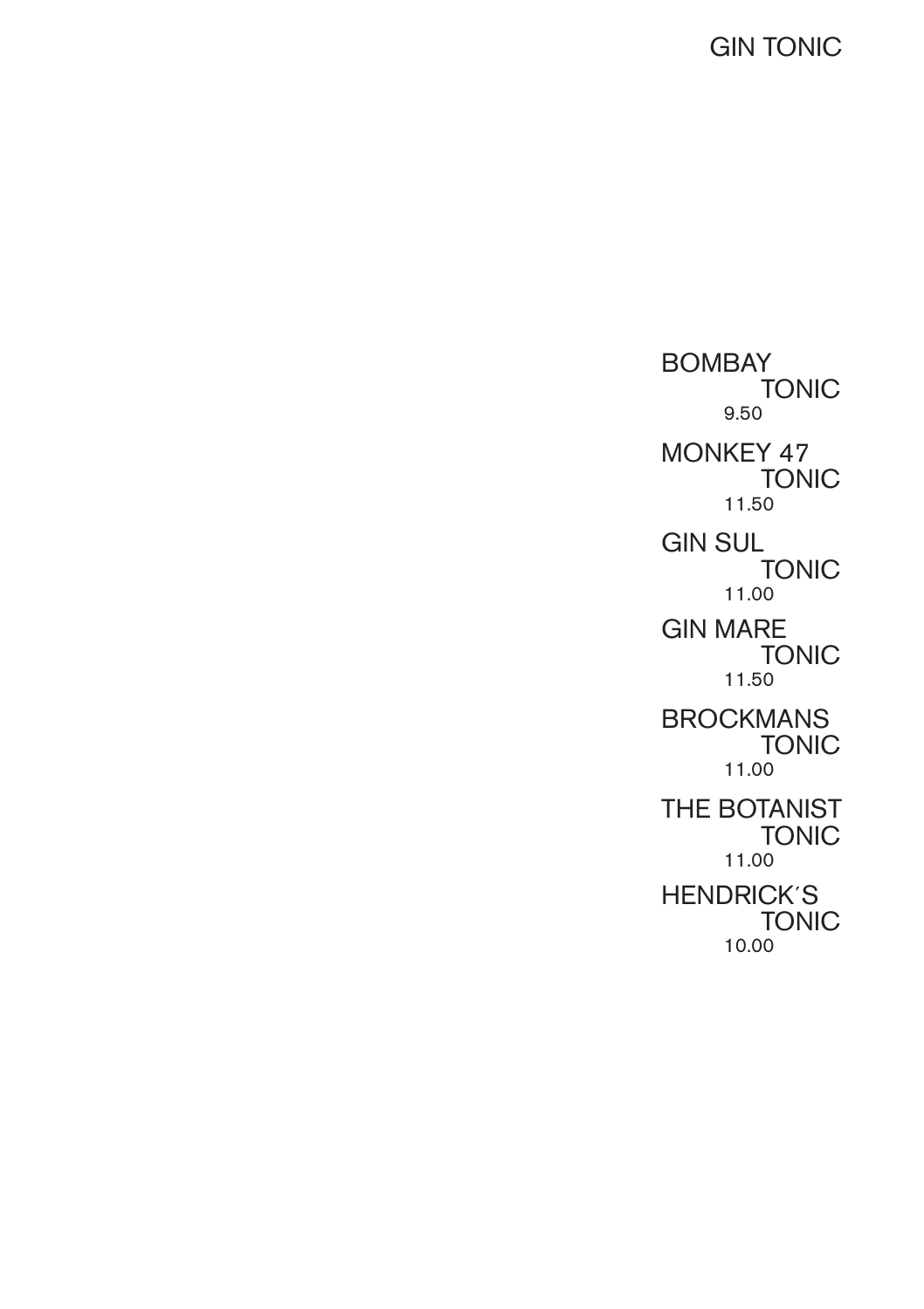# GIN TONIC

BOMBAY
TONIC
9.50

MONKEY 47
TONIC
11.50

GIN SUL
TONIC
11.00

GIN MARE
TONIC
11.50

BROCKMANS
TONIC
11.00

THE BOTANIST
TONIC
11.00

HENDRICK´S
TONIC
10.00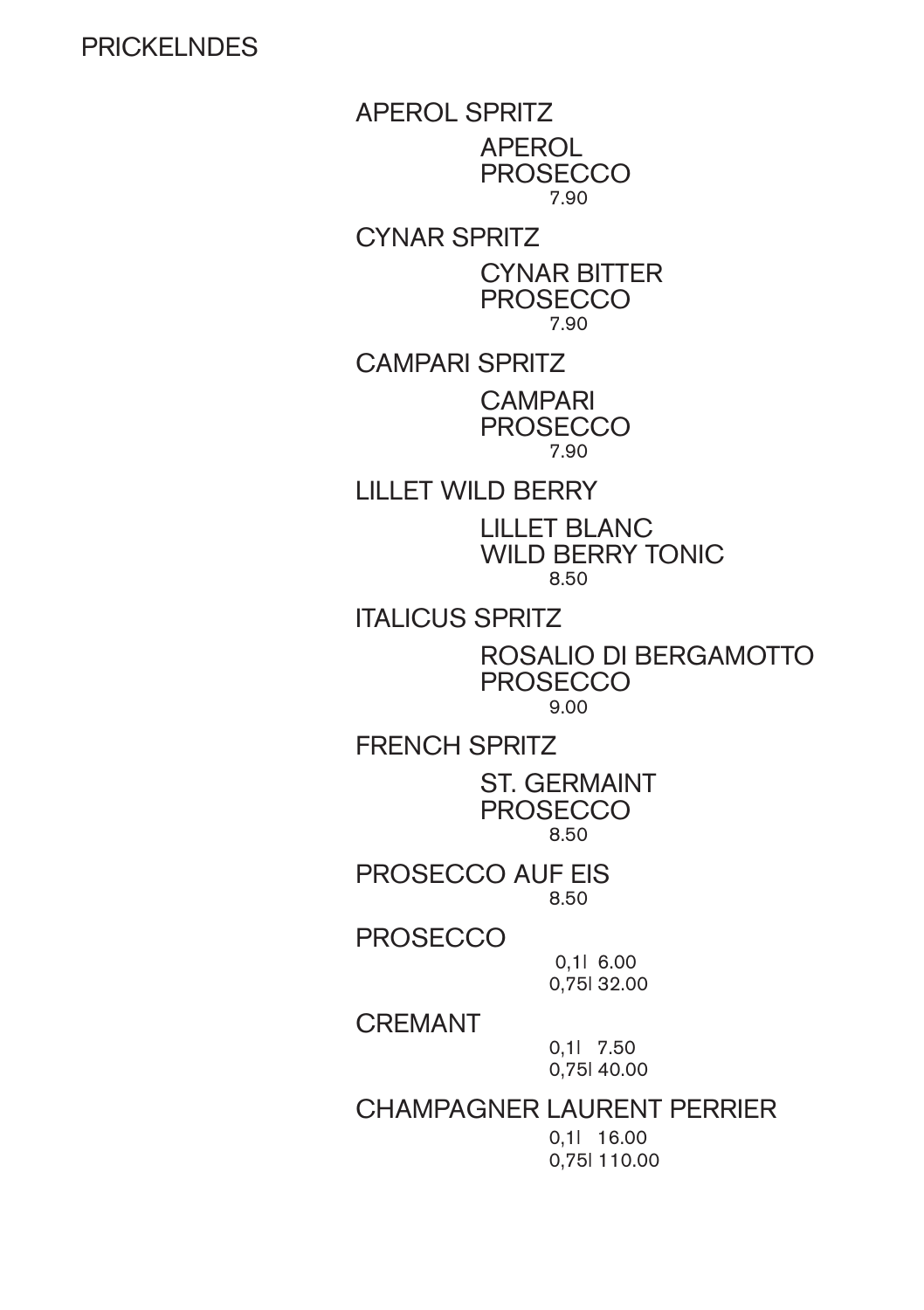# PRICKELNDES

## APEROL SPRITZ

APEROL
PROSECCO
7.90

## CYNAR SPRITZ

CYNAR BITTER
PROSECCO
7.90

## CAMPARI SPRITZ

CAMPARI
PROSECCO
7.90

## LILLET WILD BERRY

LILLET BLANC
WILD BERRY TONIC
8.50

## ITALICUS SPRITZ

ROSALIO DI BERGAMOTTO
PROSECCO
9.00

## FRENCH SPRITZ

ST. GERMAINT
PROSECCO
8.50

## PROSECCO AUF EIS

8.50

## PROSECCO

0,1l 6.00
0,75l 32.00

## CREMANT

0,1l 7.50
0,75l 40.00

## CHAMPAGNER LAURENT PERRIER

0,1l 16.00
0,75l 110.00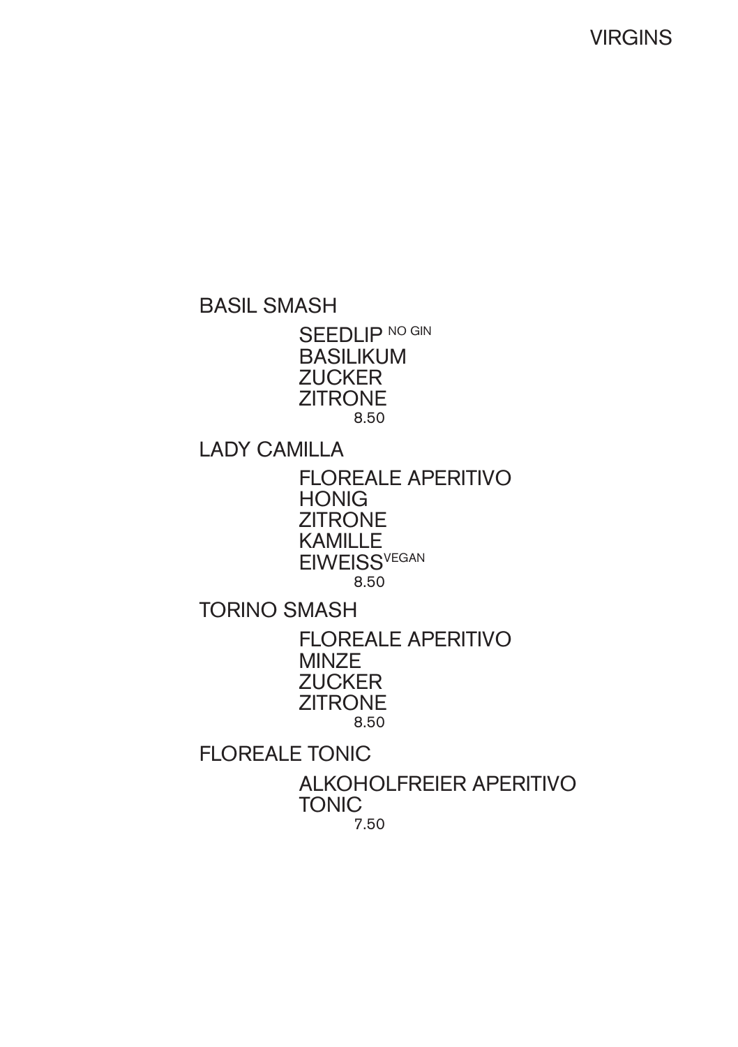# VIRGINS

## BASIL SMASH

SEEDLIP NO GIN
BASILIKUM
ZUCKER
ZITRONE
8.50

## LADY CAMILLA

FLOREALE APERITIVO
HONIG
ZITRONE
KAMILLE
EIWEISS VEGAN
8.50

## TORINO SMASH

FLOREALE APERITIVO
MINZE
ZUCKER
ZITRONE
8.50

## FLOREALE TONIC

ALKOHOLFREIER APERITIVO
TONIC
7.50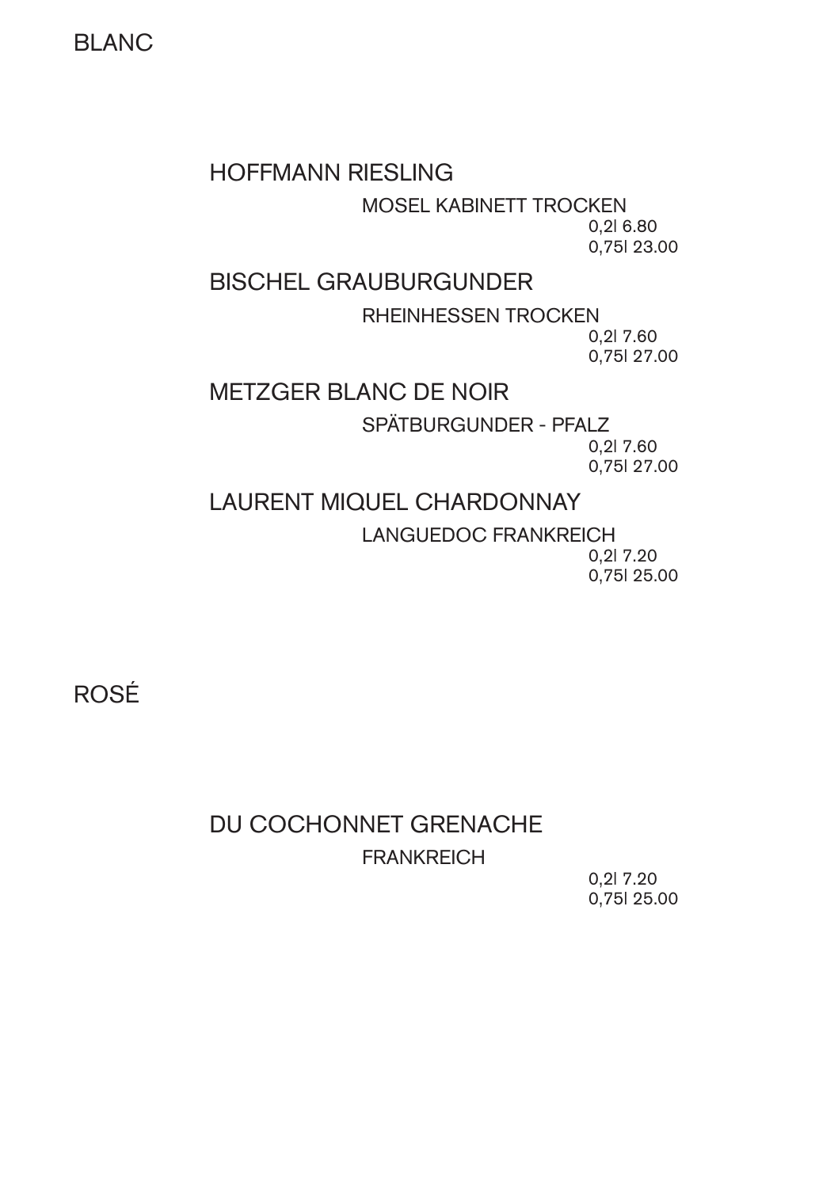# BLANC

## HOFFMANN RIESLING

MOSEL KABINETT TROCKEN

0,2l 6.80
0,75l 23.00

## BISCHEL GRAUBURGUNDER

RHEINHESSEN TROCKEN

0,2l 7.60
0,75l 27.00

## METZGER BLANC DE NOIR

SPÄTBURGUNDER - PFALZ

0,2l 7.60
0,75l 27.00

## LAURENT MIQUEL CHARDONNAY

LANGUEDOC FRANKREICH

0,2l 7.20
0,75l 25.00

# ROSÉ

## DU COCHONNET GRENACHE

FRANKREICH

0,2l 7.20
0,75l 25.00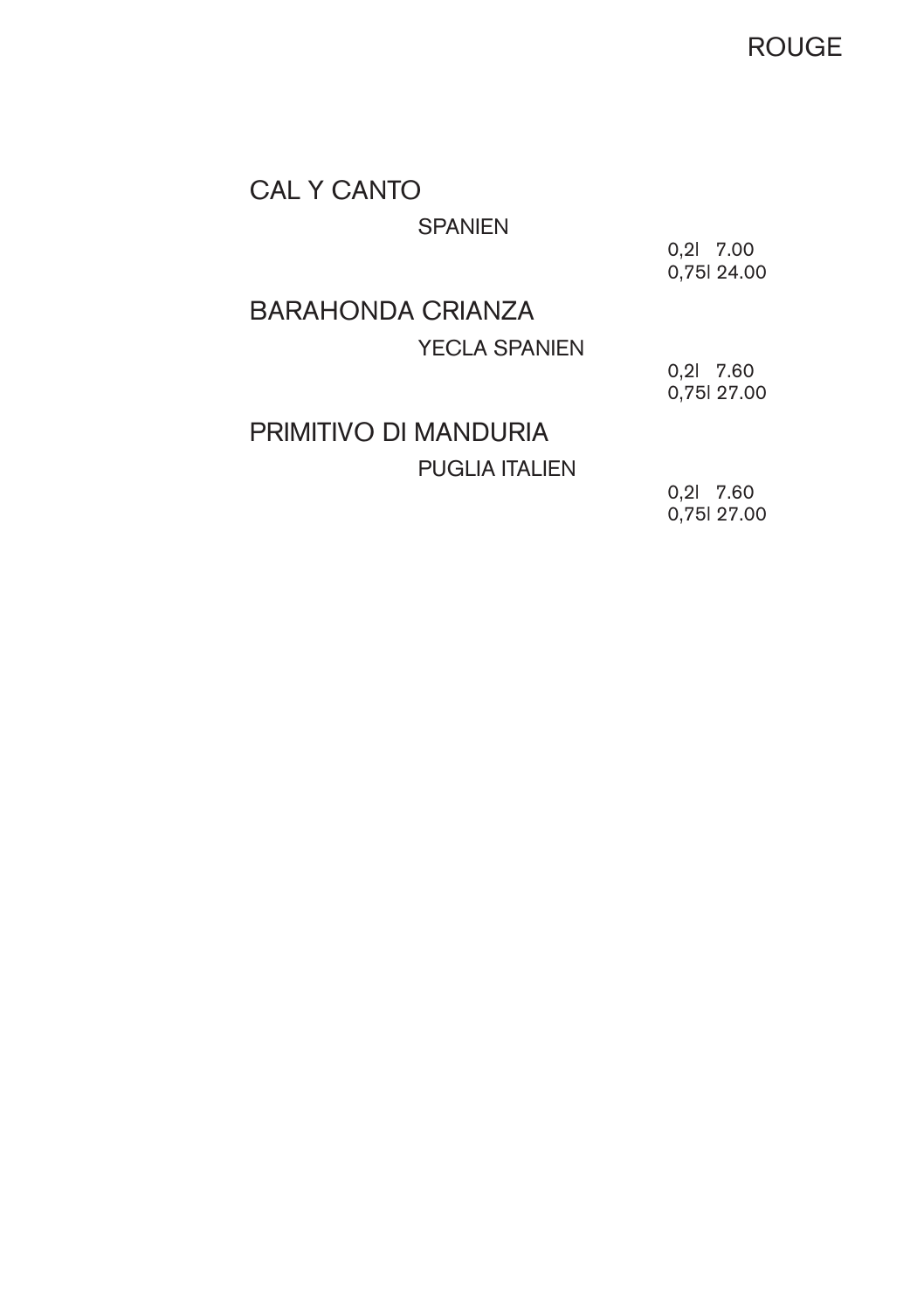# ROUGE

## CAL Y CANTO

SPANIEN

0,2l 7.00
0,75l 24.00

## BARAHONDA CRIANZA

YECLA SPANIEN

0,2l 7.60
0,75l 27.00

## PRIMITIVO DI MANDURIA

PUGLIA ITALIEN

0,2l 7.60
0,75l 27.00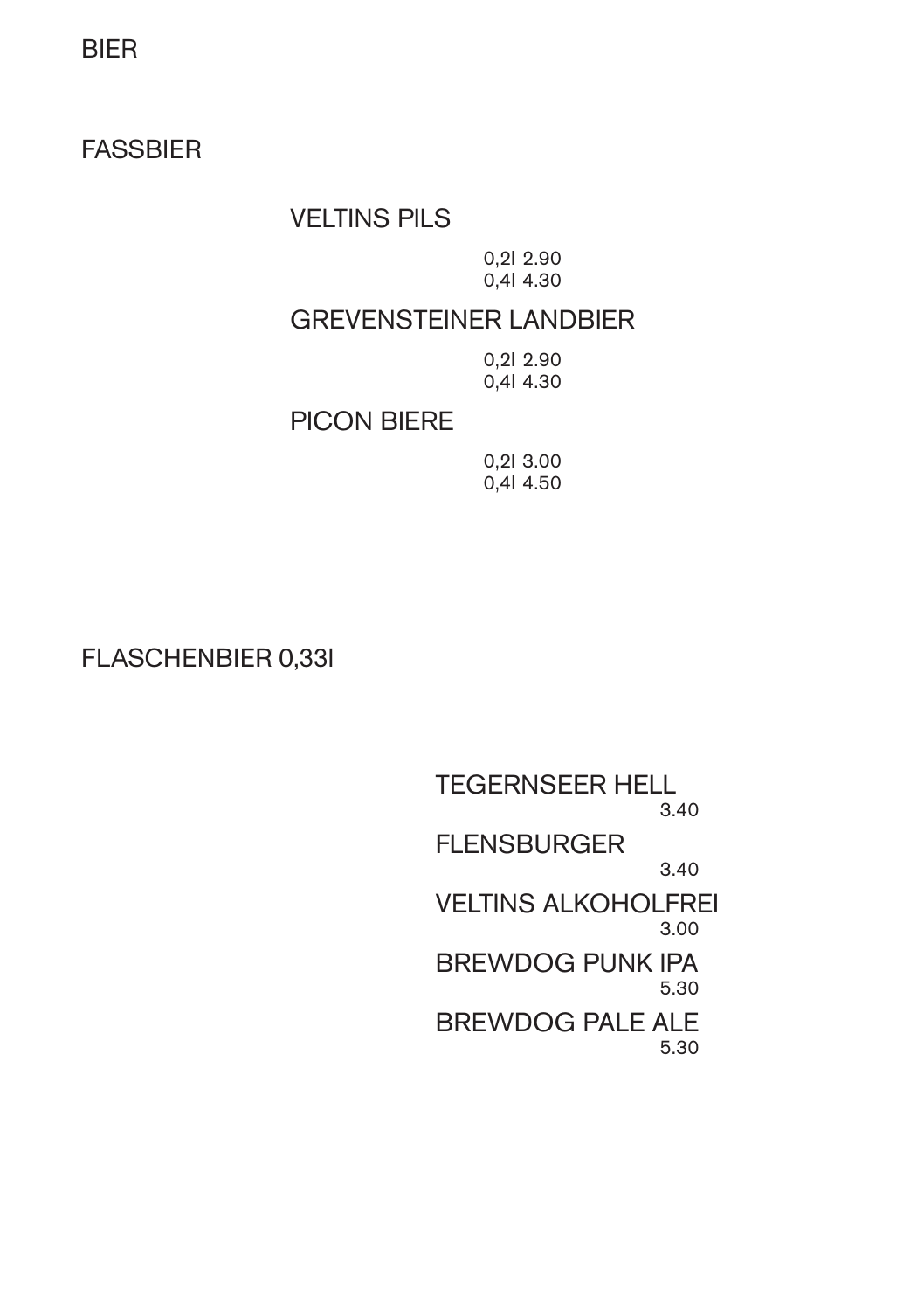# BIER

## FASSBIER

### VELTINS PILS

0,2l 2.90
0,4l 4.30

### GREVENSTEINER LANDBIER

0,2l 2.90
0,4l 4.30

### PICON BIERE

0,2l 3.00
0,4l 4.50

## FLASCHENBIER 0,33l

TEGERNSEER HELL
3.40

FLENSBURGER
3.40

VELTINS ALKOHOLFREI
3.00

BREWDOG PUNK IPA
5.30

BREWDOG PALE ALE
5.30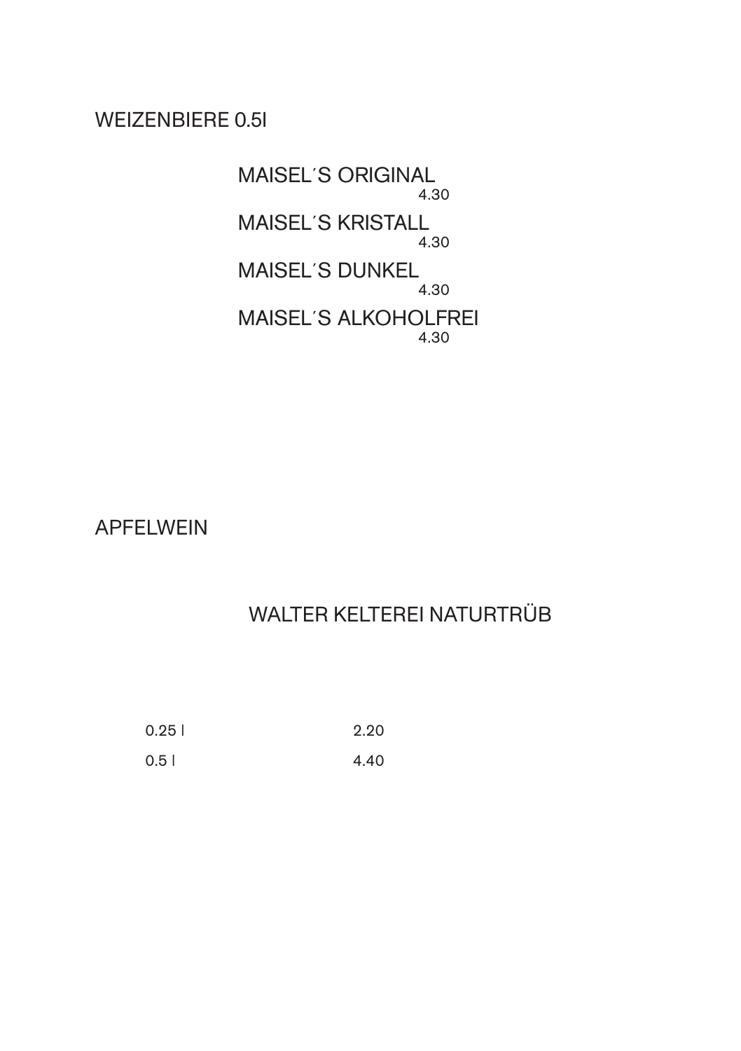## WEIZENBIERE 0.5l

MAISEL´S ORIGINAL
4.30

MAISEL´S KRISTALL
4.30

MAISEL´S DUNKEL
4.30

MAISEL´S ALKOHOLFREI
4.30

## APFELWEIN

### WALTER KELTEREI NATURTRÜB

| | |
|---|---|
| 0.25 l | 2.20 |
| 0.5 l | 4.40 |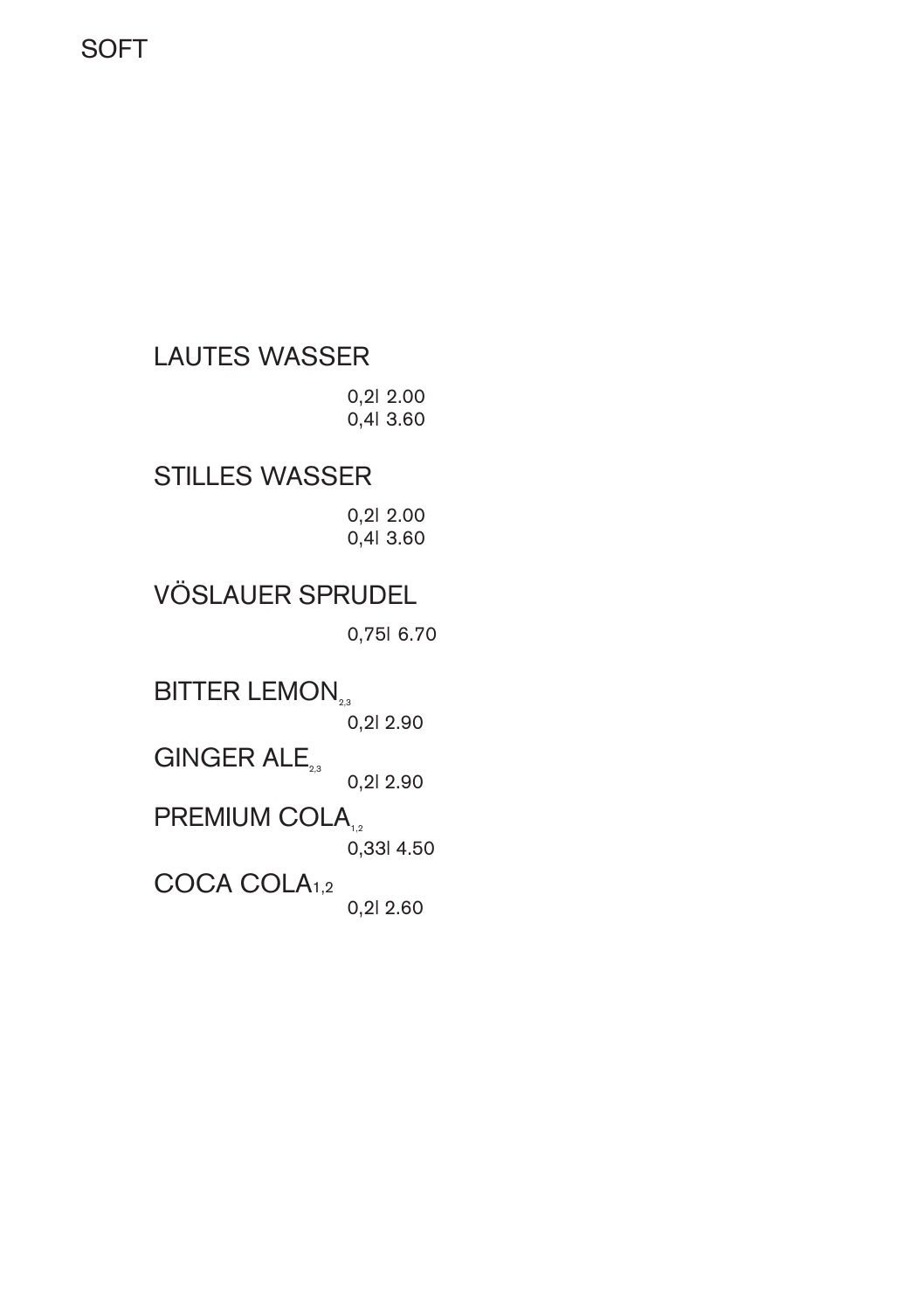# SOFT

## LAUTES WASSER

0,2l 2.00
0,4l 3.60

## STILLES WASSER

0,2l 2.00
0,4l 3.60

## VÖSLAUER SPRUDEL

0,75l 6.70

## BITTER LEMON[2,3]

0,2l 2.90

## GINGER ALE[2,3]

0,2l 2.90

## PREMIUM COLA[1,2]

0,33l 4.50

## COCA COLA[1,2]

0,2l 2.60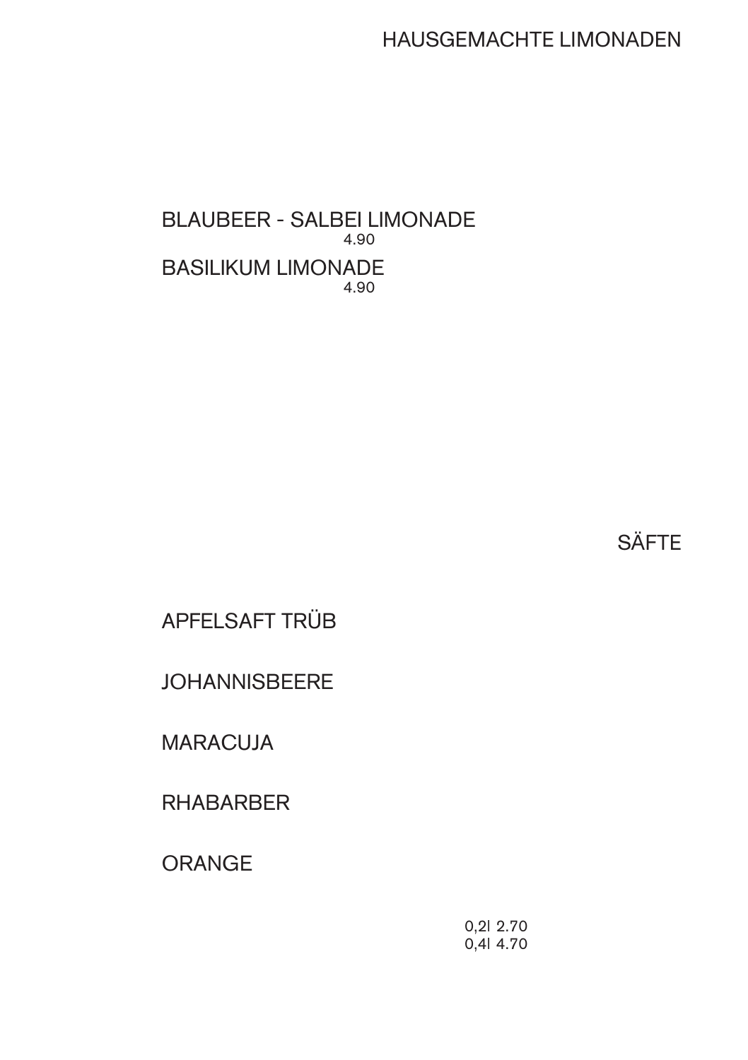## HAUSGEMACHTE LIMONADEN

BLAUBEER - SALBEI LIMONADE
4.90

BASILIKUM LIMONADE
4.90

## SÄFTE

APFELSAFT TRÜB

JOHANNISBEERE

MARACUJA

RHABARBER

ORANGE

0,2l 2.70
0,4l 4.70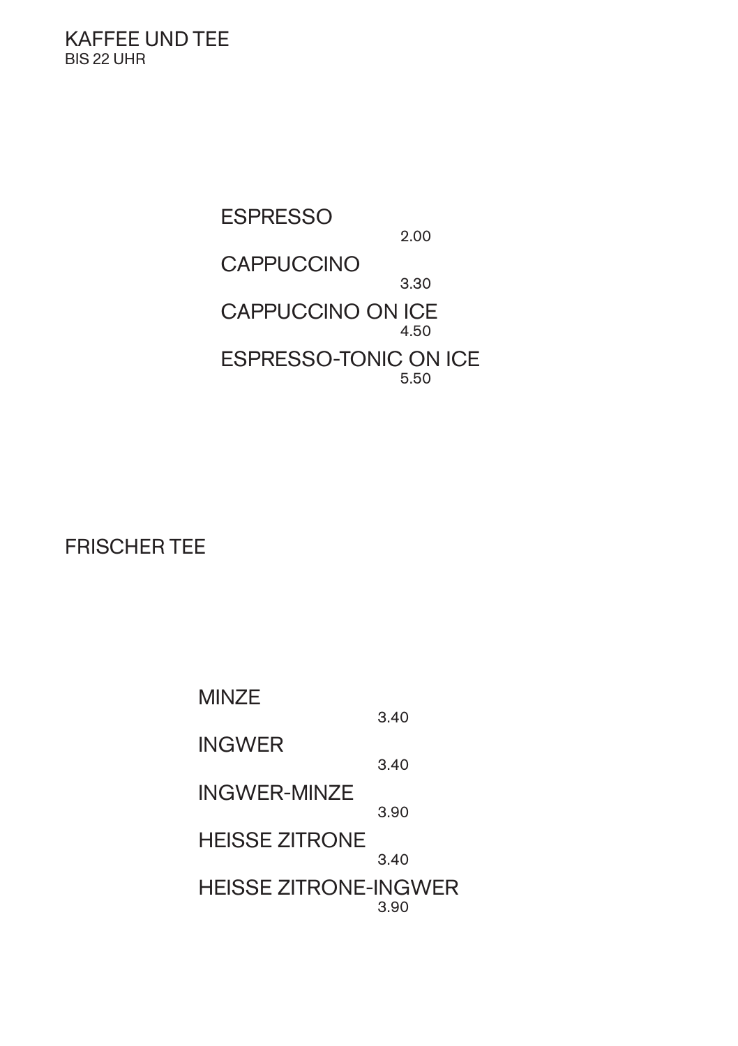# KAFFEE UND TEE

BIS 22 UHR

ESPRESSO
2.00

CAPPUCCINO
3.30

CAPPUCCINO ON ICE
4.50

ESPRESSO-TONIC ON ICE
5.50

## FRISCHER TEE

MINZE
3.40

INGWER
3.40

INGWER-MINZE
3.90

HEISSE ZITRONE
3.40

HEISSE ZITRONE-INGWER
3.90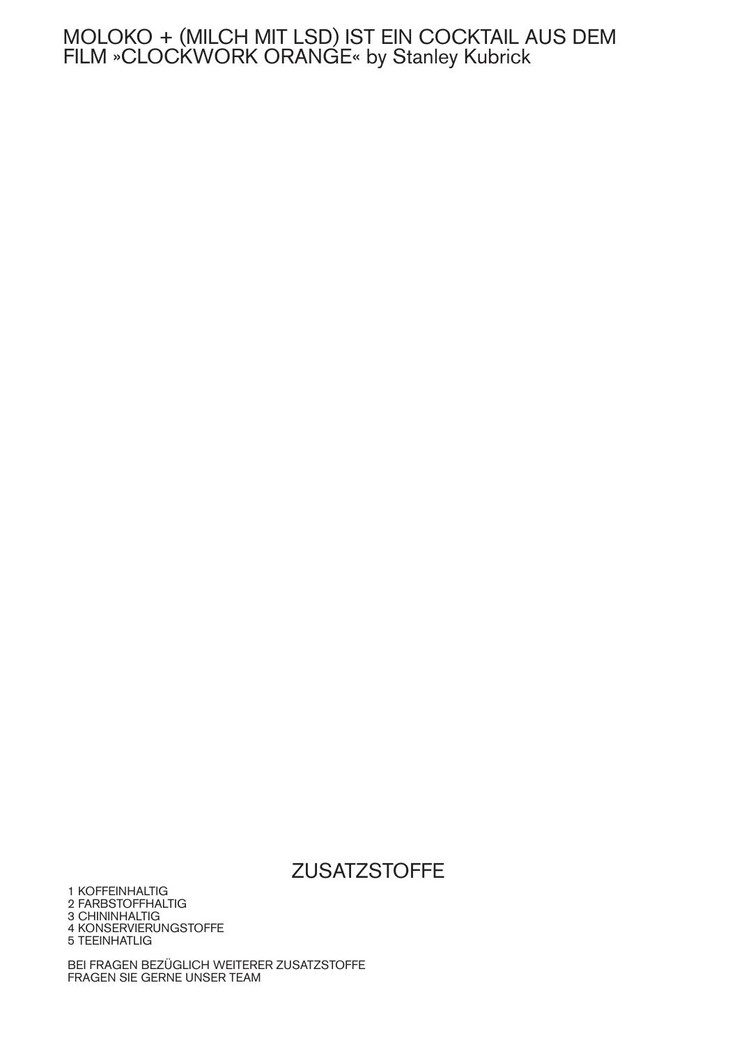MOLOKO + (MILCH MIT LSD) IST EIN COCKTAIL AUS DEM FILM »CLOCKWORK ORANGE« by Stanley Kubrick

## ZUSATZSTOFFE

1 KOFFEINHALTIG
2 FARBSTOFFHALTIG
3 CHININHALTIG
4 KONSERVIERUNGSTOFFE
5 TEEINHATLIG

BEI FRAGEN BEZÜGLICH WEITERER ZUSATZSTOFFE
FRAGEN SIE GERNE UNSER TEAM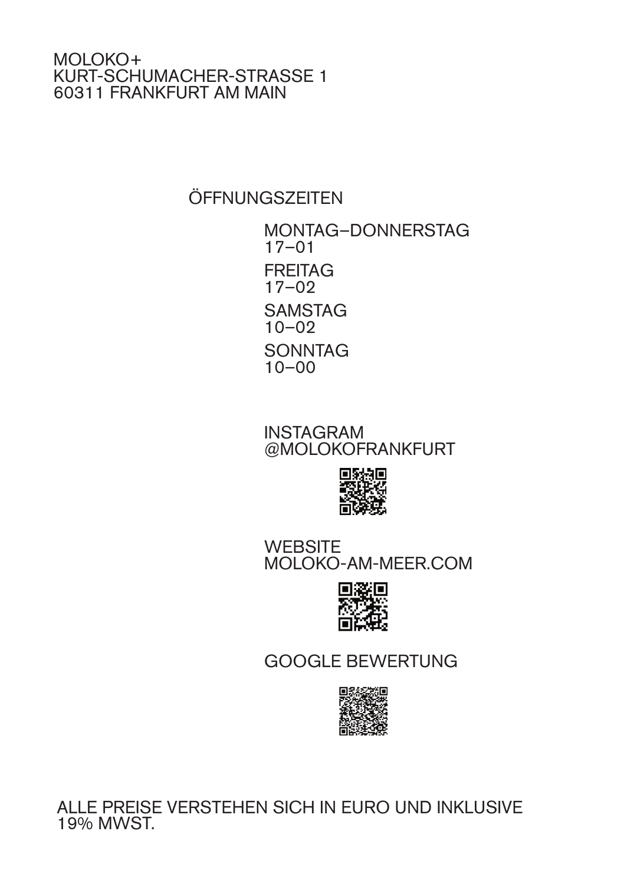MOLOKO+
KURT-SCHUMACHER-STRASSE 1
60311 FRANKFURT AM MAIN

## ÖFFNUNGSZEITEN

MONTAG–DONNERSTAG
17–01

FREITAG
17–02

SAMSTAG
10–02

SONNTAG
10–00

INSTAGRAM
@MOLOKOFRANKFURT

WEBSITE
MOLOKO-AM-MEER.COM

GOOGLE BEWERTUNG

ALLE PREISE VERSTEHEN SICH IN EURO UND INKLUSIVE 19% MWST.